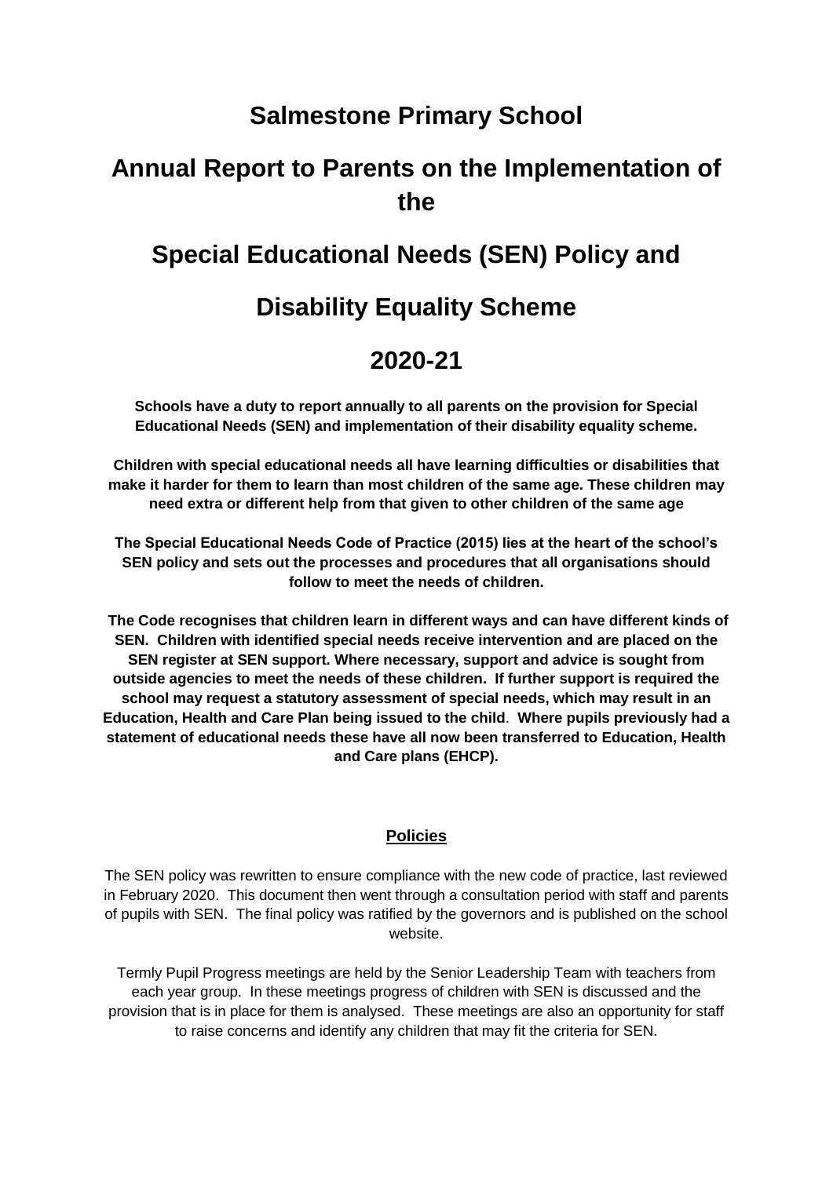# Salmestone Primary School

# Annual Report to Parents on the Implementation of the

# Special Educational Needs (SEN) Policy and

# Disability Equality Scheme

# 2020-21

**Schools have a duty to report annually to all parents on the provision for Special Educational Needs (SEN) and implementation of their disability equality scheme.**

**Children with special educational needs all have learning difficulties or disabilities that make it harder for them to learn than most children of the same age. These children may need extra or different help from that given to other children of the same age**

**The Special Educational Needs Code of Practice (2015) lies at the heart of the school's SEN policy and sets out the processes and procedures that all organisations should follow to meet the needs of children.**

**The Code recognises that children learn in different ways and can have different kinds of SEN. Children with identified special needs receive intervention and are placed on the SEN register at SEN support. Where necessary, support and advice is sought from outside agencies to meet the needs of these children. If further support is required the school may request a statutory assessment of special needs, which may result in an Education, Health and Care Plan being issued to the child**. **Where pupils previously had a statement of educational needs these have all now been transferred to Education, Health and Care plans (EHCP).**

## Policies

The SEN policy was rewritten to ensure compliance with the new code of practice, last reviewed in February 2020. This document then went through a consultation period with staff and parents of pupils with SEN. The final policy was ratified by the governors and is published on the school website.

Termly Pupil Progress meetings are held by the Senior Leadership Team with teachers from each year group. In these meetings progress of children with SEN is discussed and the provision that is in place for them is analysed. These meetings are also an opportunity for staff to raise concerns and identify any children that may fit the criteria for SEN.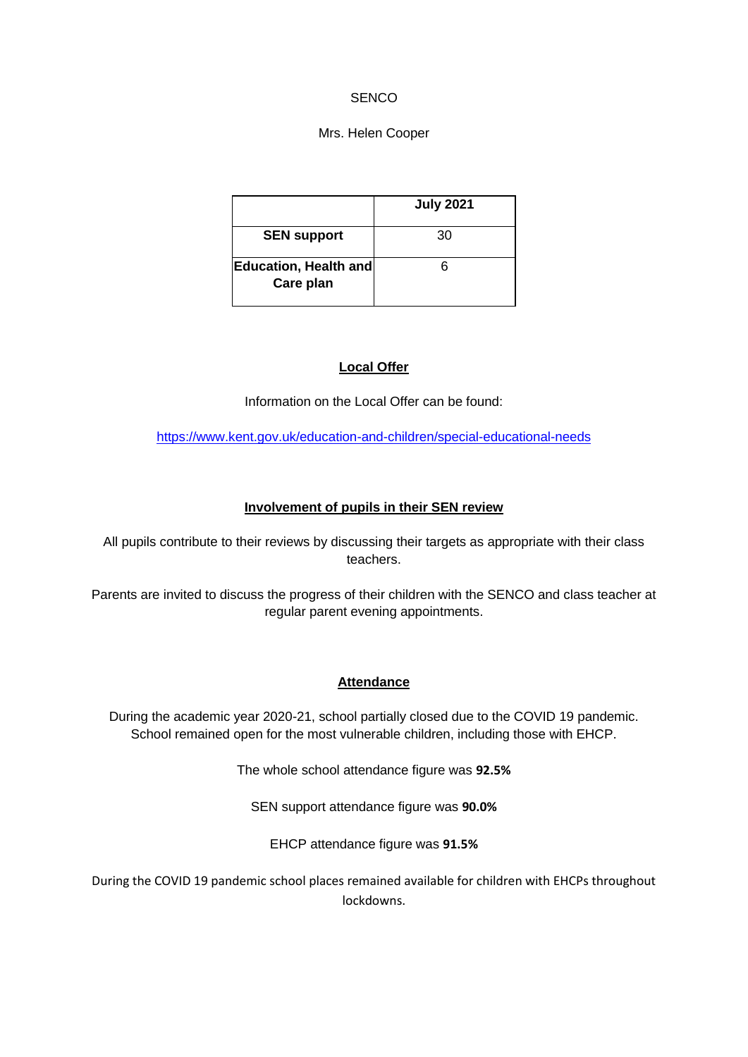SENCO

Mrs. Helen Cooper

| | July 2021 |
|---|---|
| **SEN support** | 30 |
| **Education, Health and Care plan** | 6 |

## Local Offer

Information on the Local Offer can be found:

https://www.kent.gov.uk/education-and-children/special-educational-needs

## Involvement of pupils in their SEN review

All pupils contribute to their reviews by discussing their targets as appropriate with their class teachers.

Parents are invited to discuss the progress of their children with the SENCO and class teacher at regular parent evening appointments.

## Attendance

During the academic year 2020-21, school partially closed due to the COVID 19 pandemic. School remained open for the most vulnerable children, including those with EHCP.

The whole school attendance figure was **92.5%**

SEN support attendance figure was **90.0%**

EHCP attendance figure was **91.5%**

During the COVID 19 pandemic school places remained available for children with EHCPs throughout lockdowns.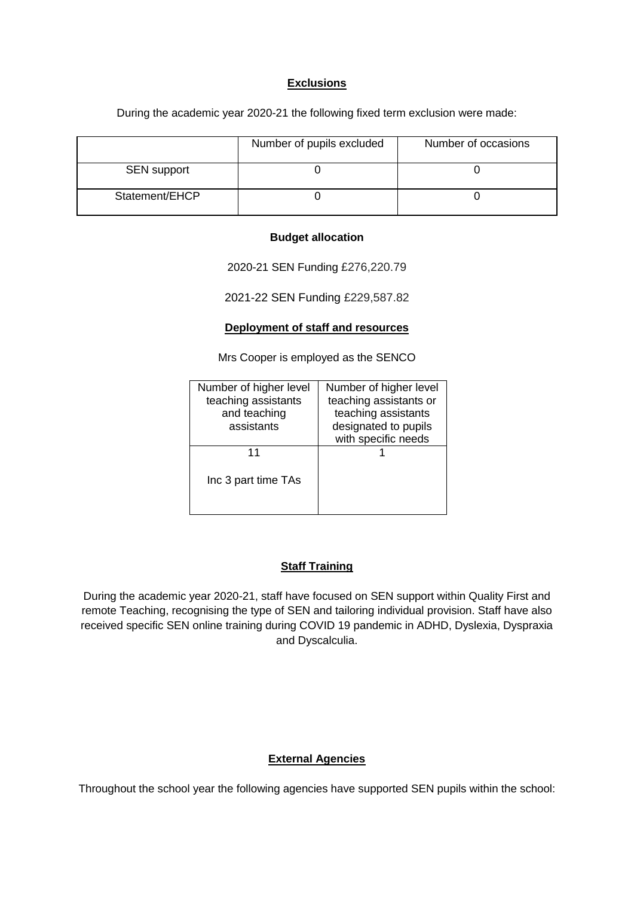## Exclusions

During the academic year 2020-21 the following fixed term exclusion were made:

| | Number of pupils excluded | Number of occasions |
|---|---|---|
| SEN support | 0 | 0 |
| Statement/EHCP | 0 | 0 |

**Budget allocation**

2020-21 SEN Funding £276,220.79

2021-22 SEN Funding £229,587.82

## Deployment of staff and resources

Mrs Cooper is employed as the SENCO

| Number of higher level teaching assistants and teaching assistants | Number of higher level teaching assistants or teaching assistants designated to pupils with specific needs |
|---|---|
| 11<br><br>Inc 3 part time TAs | 1 |

## Staff Training

During the academic year 2020-21, staff have focused on SEN support within Quality First and remote Teaching, recognising the type of SEN and tailoring individual provision. Staff have also received specific SEN online training during COVID 19 pandemic in ADHD, Dyslexia, Dyspraxia and Dyscalculia.

## External Agencies

Throughout the school year the following agencies have supported SEN pupils within the school: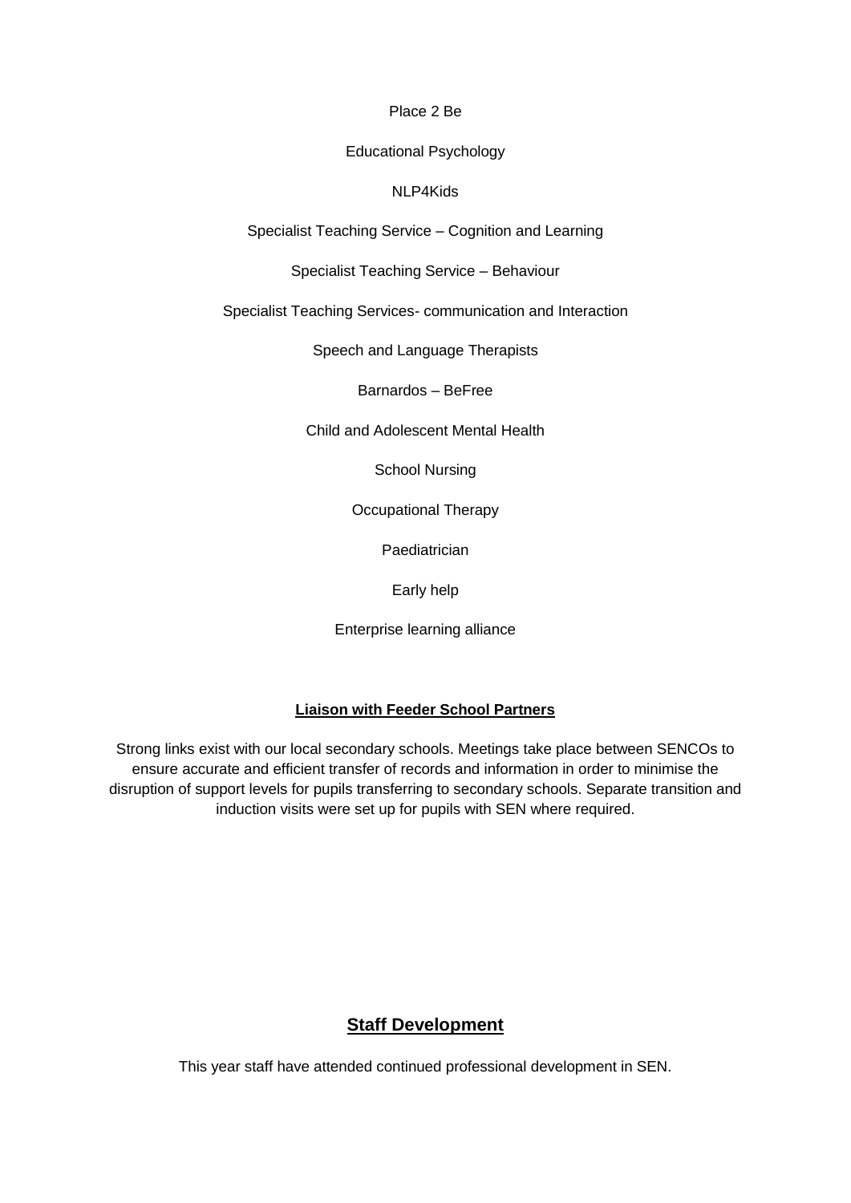Place 2 Be

Educational Psychology

NLP4Kids

Specialist Teaching Service – Cognition and Learning

Specialist Teaching Service – Behaviour

Specialist Teaching Services- communication and Interaction

Speech and Language Therapists

Barnardos – BeFree

Child and Adolescent Mental Health

School Nursing

Occupational Therapy

Paediatrician

Early help

Enterprise learning alliance

**Liaison with Feeder School Partners**

Strong links exist with our local secondary schools. Meetings take place between SENCOs to ensure accurate and efficient transfer of records and information in order to minimise the disruption of support levels for pupils transferring to secondary schools. Separate transition and induction visits were set up for pupils with SEN where required.

## Staff Development

This year staff have attended continued professional development in SEN.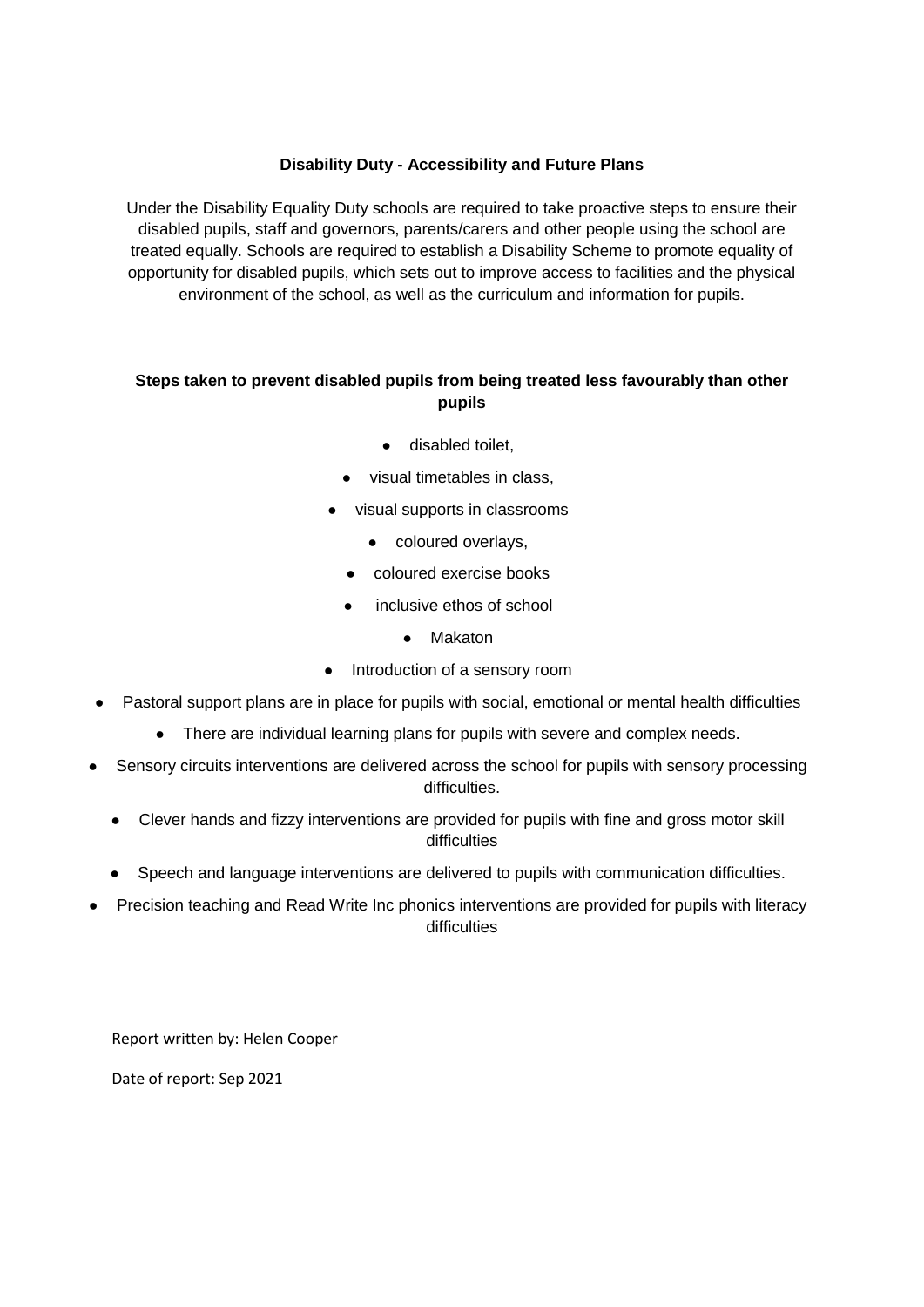**Disability Duty - Accessibility and Future Plans**

Under the Disability Equality Duty schools are required to take proactive steps to ensure their disabled pupils, staff and governors, parents/carers and other people using the school are treated equally. Schools are required to establish a Disability Scheme to promote equality of opportunity for disabled pupils, which sets out to improve access to facilities and the physical environment of the school, as well as the curriculum and information for pupils.

**Steps taken to prevent disabled pupils from being treated less favourably than other pupils**

- disabled toilet,
- visual timetables in class,
- visual supports in classrooms
- coloured overlays,
- coloured exercise books
- inclusive ethos of school
- Makaton
- Introduction of a sensory room
- Pastoral support plans are in place for pupils with social, emotional or mental health difficulties
- There are individual learning plans for pupils with severe and complex needs.
- Sensory circuits interventions are delivered across the school for pupils with sensory processing difficulties.
- Clever hands and fizzy interventions are provided for pupils with fine and gross motor skill difficulties
- Speech and language interventions are delivered to pupils with communication difficulties.
- Precision teaching and Read Write Inc phonics interventions are provided for pupils with literacy difficulties

Report written by: Helen Cooper

Date of report: Sep 2021